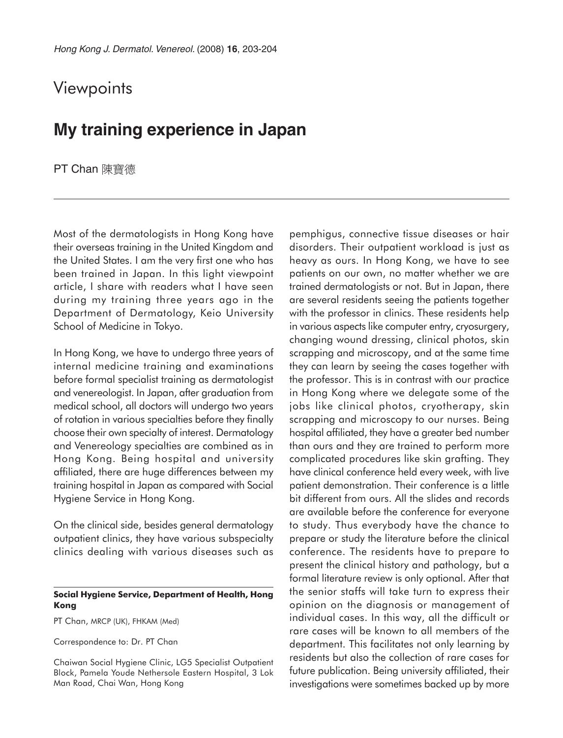Viewpoints

# My training experience in Japan

PT Chan 陳寶德

Most of the dermatologists in Hong Kong have their overseas training in the United Kingdom and the United States. I am the very first one who has been trained in Japan. In this light viewpoint article, I share with readers what I have seen during my training three years ago in the Department of Dermatology, Keio University School of Medicine in Tokyo.

In Hong Kong, we have to undergo three years of internal medicine training and examinations before formal specialist training as dermatologist and venereologist. In Japan, after graduation from medical school, all doctors will undergo two years of rotation in various specialties before they finally choose their own specialty of interest. Dermatology and Venereology specialties are combined as in Hong Kong. Being hospital and university affiliated, there are huge differences between my training hospital in Japan as compared with Social Hygiene Service in Hong Kong.

On the clinical side, besides general dermatology outpatient clinics, they have various subspecialty clinics dealing with various diseases such as pemphigus, connective tissue diseases or hair disorders. Their outpatient workload is just as heavy as ours. In Hong Kong, we have to see patients on our own, no matter whether we are trained dermatologists or not. But in Japan, there are several residents seeing the patients together with the professor in clinics. These residents help in various aspects like computer entry, cryosurgery, changing wound dressing, clinical photos, skin scrapping and microscopy, and at the same time they can learn by seeing the cases together with the professor. This is in contrast with our practice in Hong Kong where we delegate some of the jobs like clinical photos, cryotherapy, skin scrapping and microscopy to our nurses. Being hospital affiliated, they have a greater bed number than ours and they are trained to perform more complicated procedures like skin grafting. They have clinical conference held every week, with live patient demonstration. Their conference is a little bit different from ours. All the slides and records are available before the conference for everyone to study. Thus everybody have the chance to prepare or study the literature before the clinical conference. The residents have to prepare to present the clinical history and pathology, but a formal literature review is only optional. After that the senior staffs will take turn to express their opinion on the diagnosis or management of individual cases. In this way, all the difficult or rare cases will be known to all members of the department. This facilitates not only learning by residents but also the collection of rare cases for future publication. Being university affiliated, their investigations were sometimes backed up by more

**Social Hygiene Service, Department of Health, Hong Kong**

PT Chan, MRCP (UK), FHKAM (Med)

Correspondence to: Dr. PT Chan

Chaiwan Social Hygiene Clinic, LG5 Specialist Outpatient Block, Pamela Youde Nethersole Eastern Hospital, 3 Lok Man Road, Chai Wan, Hong Kong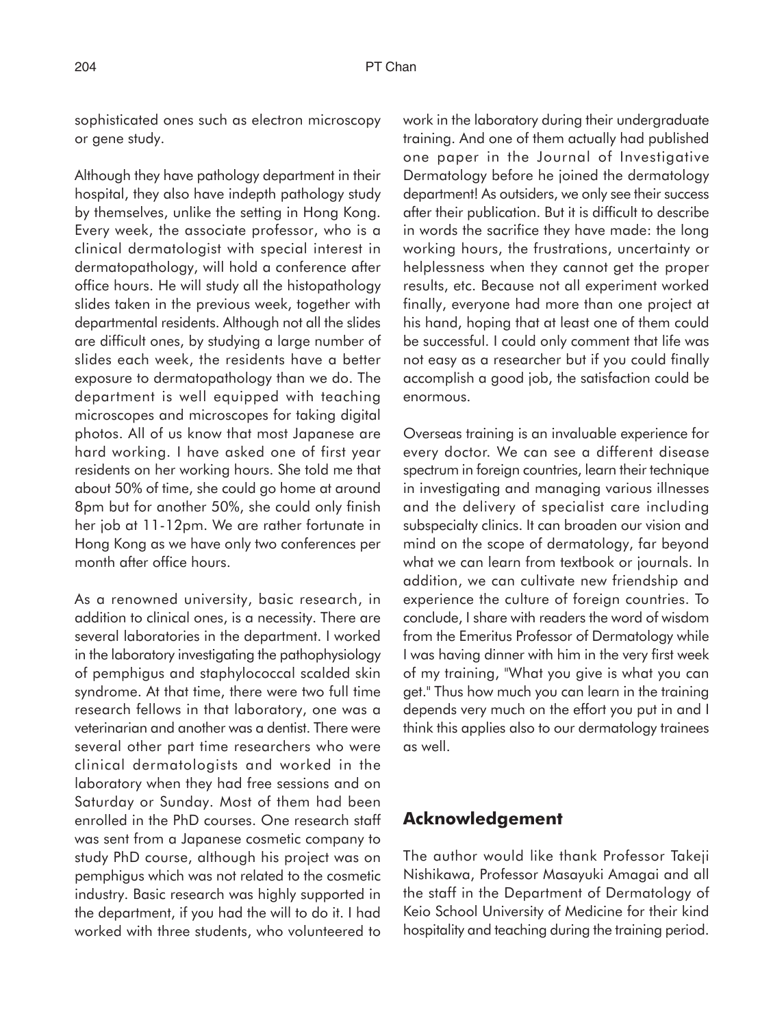sophisticated ones such as electron microscopy or gene study.

Although they have pathology department in their hospital, they also have indepth pathology study by themselves, unlike the setting in Hong Kong. Every week, the associate professor, who is a clinical dermatologist with special interest in dermatopathology, will hold a conference after office hours. He will study all the histopathology slides taken in the previous week, together with departmental residents. Although not all the slides are difficult ones, by studying a large number of slides each week, the residents have a better exposure to dermatopathology than we do. The department is well equipped with teaching microscopes and microscopes for taking digital photos. All of us know that most Japanese are hard working. I have asked one of first year residents on her working hours. She told me that about 50% of time, she could go home at around 8pm but for another 50%, she could only finish her job at 11-12pm. We are rather fortunate in Hong Kong as we have only two conferences per month after office hours.

As a renowned university, basic research, in addition to clinical ones, is a necessity. There are several laboratories in the department. I worked in the laboratory investigating the pathophysiology of pemphigus and staphylococcal scalded skin syndrome. At that time, there were two full time research fellows in that laboratory, one was a veterinarian and another was a dentist. There were several other part time researchers who were clinical dermatologists and worked in the laboratory when they had free sessions and on Saturday or Sunday. Most of them had been enrolled in the PhD courses. One research staff was sent from a Japanese cosmetic company to study PhD course, although his project was on pemphigus which was not related to the cosmetic industry. Basic research was highly supported in the department, if you had the will to do it. I had worked with three students, who volunteered to work in the laboratory during their undergraduate training. And one of them actually had published one paper in the Journal of Investigative Dermatology before he joined the dermatology department! As outsiders, we only see their success after their publication. But it is difficult to describe in words the sacrifice they have made: the long working hours, the frustrations, uncertainty or helplessness when they cannot get the proper results, etc. Because not all experiment worked finally, everyone had more than one project at his hand, hoping that at least one of them could be successful. I could only comment that life was not easy as a researcher but if you could finally accomplish a good job, the satisfaction could be enormous.

Overseas training is an invaluable experience for every doctor. We can see a different disease spectrum in foreign countries, learn their technique in investigating and managing various illnesses and the delivery of specialist care including subspecialty clinics. It can broaden our vision and mind on the scope of dermatology, far beyond what we can learn from textbook or journals. In addition, we can cultivate new friendship and experience the culture of foreign countries. To conclude, I share with readers the word of wisdom from the Emeritus Professor of Dermatology while I was having dinner with him in the very first week of my training, "What you give is what you can get." Thus how much you can learn in the training depends very much on the effort you put in and I think this applies also to our dermatology trainees as well.

## Acknowledgement

The author would like thank Professor Takeji Nishikawa, Professor Masayuki Amagai and all the staff in the Department of Dermatology of Keio School University of Medicine for their kind hospitality and teaching during the training period.